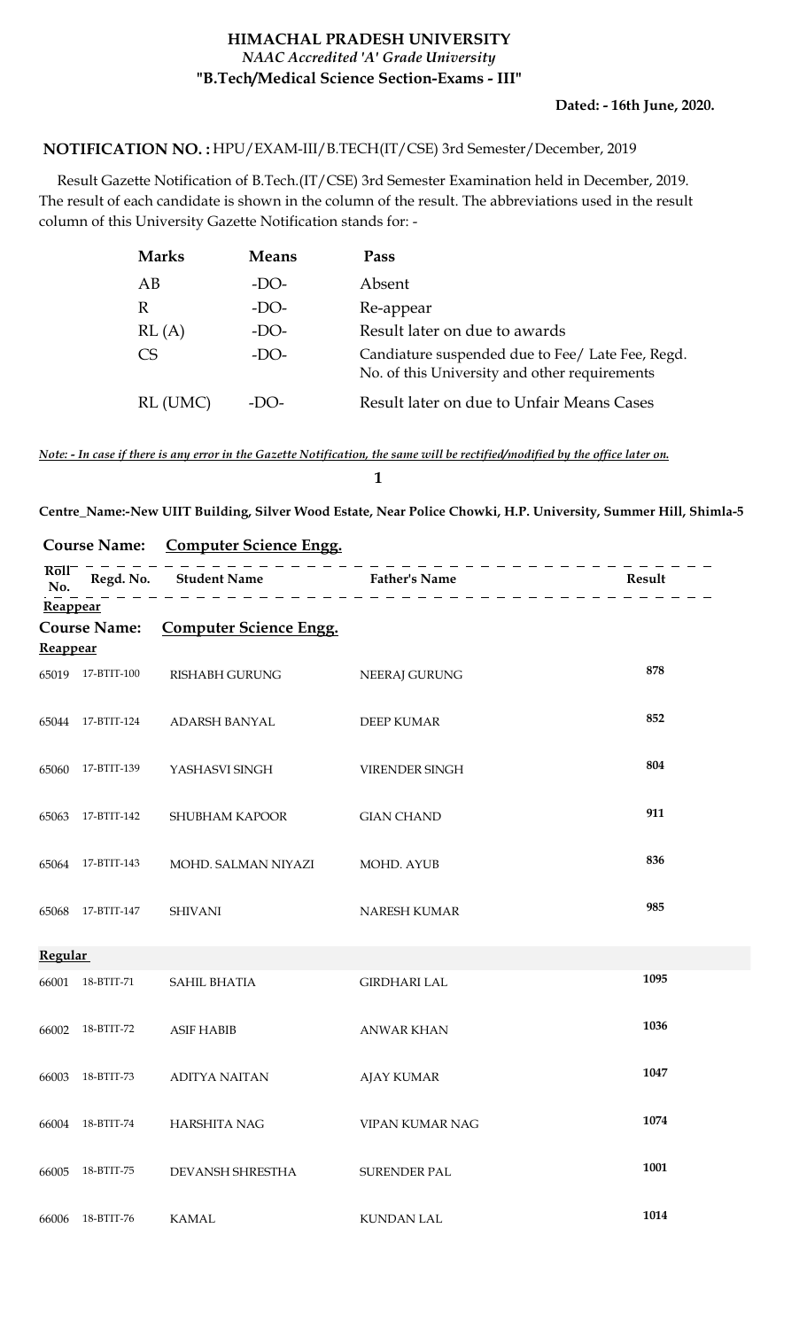# HIMACHAL PRADESH UNIVERSITY

*NAAC Accredited 'A' Grade University*

**"B.Tech/Medical Science Section-Exams - III"**

**Dated: - 16th June, 2020.**

**NOTIFICATION NO. :** HPU/EXAM-III/B.TECH(IT/CSE) 3rd Semester/December, 2019

Result Gazette Notification of B.Tech.(IT/CSE) 3rd Semester Examination held in December, 2019. The result of each candidate is shown in the column of the result. The abbreviations used in the result column of this University Gazette Notification stands for: -

| Marks | Means | Pass |
|---|---|---|
| AB | -DO- | Absent |
| R | -DO- | Re-appear |
| RL (A) | -DO- | Result later on due to awards |
| CS | -DO- | Candiature suspended due to Fee/ Late Fee, Regd. No. of this University and other requirements |
| RL (UMC) | -DO- | Result later on due to Unfair Means Cases |

*Note: - In case if there is any error in the Gazette Notification, the same will be rectified/modified by the office later on.*

**1**

**Centre_Name:-New UIIT Building, Silver Wood Estate, Near Police Chowki, H.P. University, Summer Hill, Shimla-5**

**Course Name:** **Computer Science Engg.**

**Reappear**

**Course Name:** **Computer Science Engg.**

**Reappear**

| Roll No. | Regd. No. | Student Name | Father's Name | Result |
|---|---|---|---|---|
| 65019 | 17-BTIT-100 | RISHABH GURUNG | NEERAJ GURUNG | 878 |
| 65044 | 17-BTIT-124 | ADARSH BANYAL | DEEP KUMAR | 852 |
| 65060 | 17-BTIT-139 | YASHASVI SINGH | VIRENDER SINGH | 804 |
| 65063 | 17-BTIT-142 | SHUBHAM KAPOOR | GIAN CHAND | 911 |
| 65064 | 17-BTIT-143 | MOHD. SALMAN NIYAZI | MOHD. AYUB | 836 |
| 65068 | 17-BTIT-147 | SHIVANI | NARESH KUMAR | 985 |

**Regular**

| Roll No. | Regd. No. | Student Name | Father's Name | Result |
|---|---|---|---|---|
| 66001 | 18-BTIT-71 | SAHIL BHATIA | GIRDHARI LAL | 1095 |
| 66002 | 18-BTIT-72 | ASIF HABIB | ANWAR KHAN | 1036 |
| 66003 | 18-BTIT-73 | ADITYA NAITAN | AJAY KUMAR | 1047 |
| 66004 | 18-BTIT-74 | HARSHITA NAG | VIPAN KUMAR NAG | 1074 |
| 66005 | 18-BTIT-75 | DEVANSH SHRESTHA | SURENDER PAL | 1001 |
| 66006 | 18-BTIT-76 | KAMAL | KUNDAN LAL | 1014 |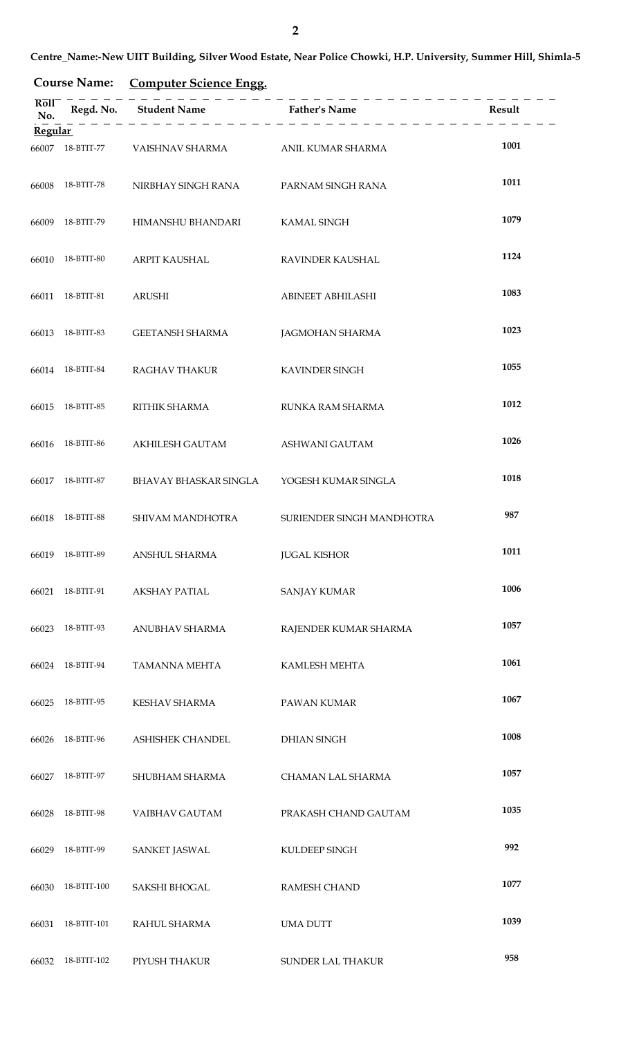Centre_Name:-New UIIT Building, Silver Wood Estate, Near Police Chowki, H.P. University, Summer Hill, Shimla-5

**Course Name:** **Computer Science Engg.**

| Roll No. | Regd. No. | Student Name | Father's Name | Result |
|---|---|---|---|---|
| **Regular** | | | | |
| 66007 | 18-BTIT-77 | VAISHNAV SHARMA | ANIL KUMAR SHARMA | 1001 |
| 66008 | 18-BTIT-78 | NIRBHAY SINGH RANA | PARNAM SINGH RANA | 1011 |
| 66009 | 18-BTIT-79 | HIMANSHU BHANDARI | KAMAL SINGH | 1079 |
| 66010 | 18-BTIT-80 | ARPIT KAUSHAL | RAVINDER KAUSHAL | 1124 |
| 66011 | 18-BTIT-81 | ARUSHI | ABINEET ABHILASHI | 1083 |
| 66013 | 18-BTIT-83 | GEETANSH SHARMA | JAGMOHAN SHARMA | 1023 |
| 66014 | 18-BTIT-84 | RAGHAV THAKUR | KAVINDER SINGH | 1055 |
| 66015 | 18-BTIT-85 | RITHIK SHARMA | RUNKA RAM SHARMA | 1012 |
| 66016 | 18-BTIT-86 | AKHILESH GAUTAM | ASHWANI GAUTAM | 1026 |
| 66017 | 18-BTIT-87 | BHAVAY BHASKAR SINGLA | YOGESH KUMAR SINGLA | 1018 |
| 66018 | 18-BTIT-88 | SHIVAM MANDHOTRA | SURIENDER SINGH MANDHOTRA | 987 |
| 66019 | 18-BTIT-89 | ANSHUL SHARMA | JUGAL KISHOR | 1011 |
| 66021 | 18-BTIT-91 | AKSHAY PATIAL | SANJAY KUMAR | 1006 |
| 66023 | 18-BTIT-93 | ANUBHAV SHARMA | RAJENDER KUMAR SHARMA | 1057 |
| 66024 | 18-BTIT-94 | TAMANNA MEHTA | KAMLESH MEHTA | 1061 |
| 66025 | 18-BTIT-95 | KESHAV SHARMA | PAWAN KUMAR | 1067 |
| 66026 | 18-BTIT-96 | ASHISHEK CHANDEL | DHIAN SINGH | 1008 |
| 66027 | 18-BTIT-97 | SHUBHAM SHARMA | CHAMAN LAL SHARMA | 1057 |
| 66028 | 18-BTIT-98 | VAIBHAV GAUTAM | PRAKASH CHAND GAUTAM | 1035 |
| 66029 | 18-BTIT-99 | SANKET JASWAL | KULDEEP SINGH | 992 |
| 66030 | 18-BTIT-100 | SAKSHI BHOGAL | RAMESH CHAND | 1077 |
| 66031 | 18-BTIT-101 | RAHUL SHARMA | UMA DUTT | 1039 |
| 66032 | 18-BTIT-102 | PIYUSH THAKUR | SUNDER LAL THAKUR | 958 |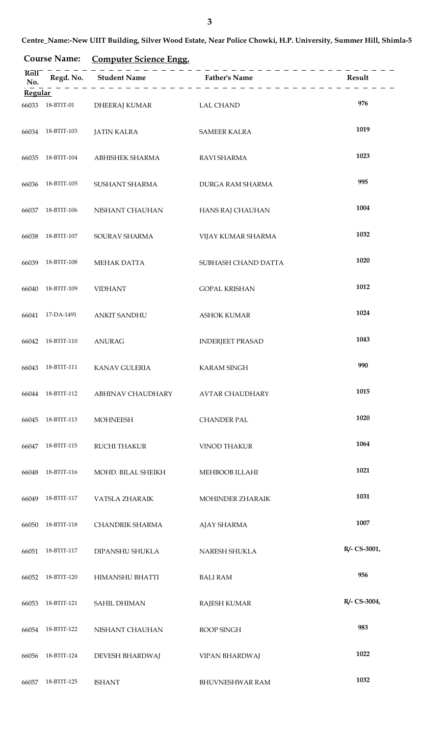**Centre_Name:-New UIIT Building, Silver Wood Estate, Near Police Chowki, H.P. University, Summer Hill, Shimla-5**

**Course Name: Computer Science Engg.**

| Roll No. | Regd. No. | Student Name | Father's Name | Result |
|---|---|---|---|---|
| **Regular** | | | | |
| 66033 | 18-BTIT-01 | DHEERAJ KUMAR | LAL CHAND | 976 |
| 66034 | 18-BTIT-103 | JATIN KALRA | SAMEER KALRA | 1019 |
| 66035 | 18-BTIT-104 | ABHISHEK SHARMA | RAVI SHARMA | 1023 |
| 66036 | 18-BTIT-105 | SUSHANT SHARMA | DURGA RAM SHARMA | 995 |
| 66037 | 18-BTIT-106 | NISHANT CHAUHAN | HANS RAJ CHAUHAN | 1004 |
| 66038 | 18-BTIT-107 | SOURAV SHARMA | VIJAY KUMAR SHARMA | 1032 |
| 66039 | 18-BTIT-108 | MEHAK DATTA | SUBHASH CHAND DATTA | 1020 |
| 66040 | 18-BTIT-109 | VIDHANT | GOPAL KRISHAN | 1012 |
| 66041 | 17-DA-1491 | ANKIT SANDHU | ASHOK KUMAR | 1024 |
| 66042 | 18-BTIT-110 | ANURAG | INDERJEET PRASAD | 1043 |
| 66043 | 18-BTIT-111 | KANAV GULERIA | KARAM SINGH | 990 |
| 66044 | 18-BTIT-112 | ABHINAV CHAUDHARY | AVTAR CHAUDHARY | 1015 |
| 66045 | 18-BTIT-113 | MOHNEESH | CHANDER PAL | 1020 |
| 66047 | 18-BTIT-115 | RUCHI THAKUR | VINOD THAKUR | 1064 |
| 66048 | 18-BTIT-116 | MOHD. BILAL SHEIKH | MEHBOOB ILLAHI | 1021 |
| 66049 | 18-BTIT-117 | VATSLA ZHARAIK | MOHINDER ZHARAIK | 1031 |
| 66050 | 18-BTIT-118 | CHANDRIK SHARMA | AJAY SHARMA | 1007 |
| 66051 | 18-BTIT-117 | DIPANSHU SHUKLA | NARESH SHUKLA | R/- CS-3001, |
| 66052 | 18-BTIT-120 | HIMANSHU BHATTI | BALI RAM | 956 |
| 66053 | 18-BTIT-121 | SAHIL DHIMAN | RAJESH KUMAR | R/- CS-3004, |
| 66054 | 18-BTIT-122 | NISHANT CHAUHAN | ROOP SINGH | 983 |
| 66056 | 18-BTIT-124 | DEVESH BHARDWAJ | VIPAN BHARDWAJ | 1022 |
| 66057 | 18-BTIT-125 | ISHANT | BHUVNESHWAR RAM | 1032 |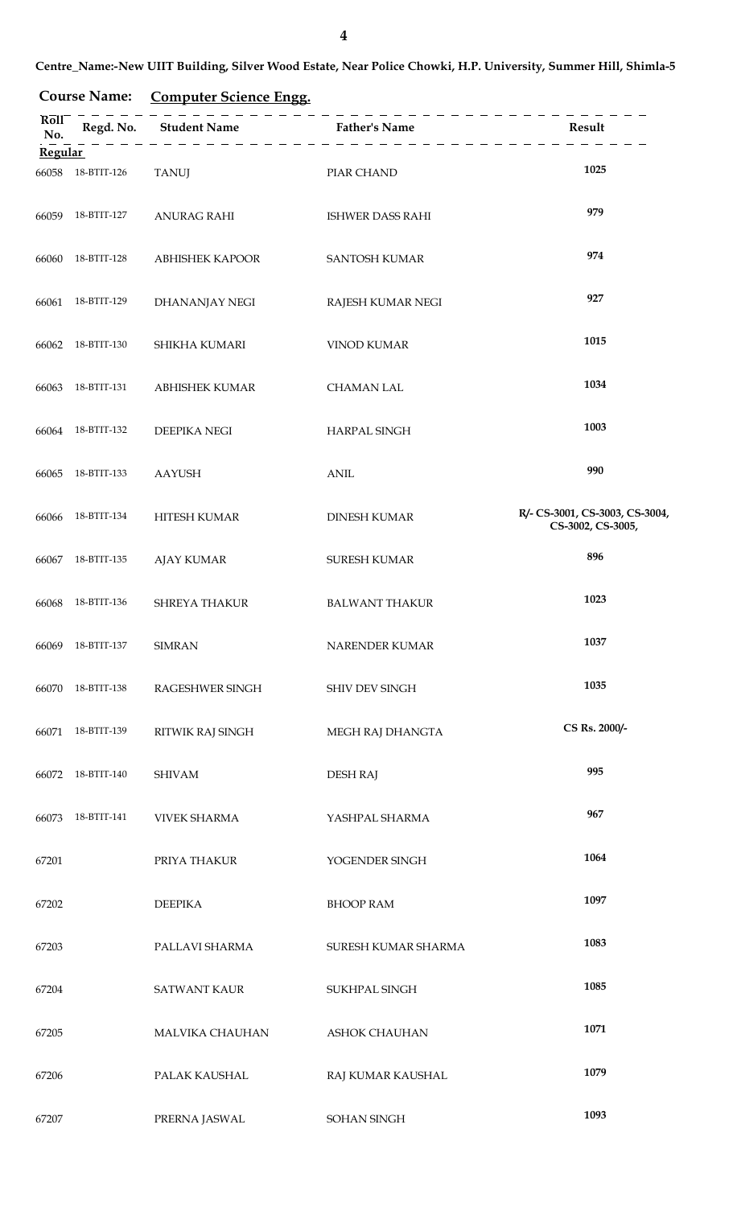**Centre_Name:-New UIIT Building, Silver Wood Estate, Near Police Chowki, H.P. University, Summer Hill, Shimla-5**

**Course Name:** **Computer Science Engg.**

| Roll No. | Regd. No. | Student Name | Father's Name | Result |
|---|---|---|---|---|
| **Regular** | | | | |
| 66058 | 18-BTIT-126 | TANUJ | PIAR CHAND | 1025 |
| 66059 | 18-BTIT-127 | ANURAG RAHI | ISHWER DASS RAHI | 979 |
| 66060 | 18-BTIT-128 | ABHISHEK KAPOOR | SANTOSH KUMAR | 974 |
| 66061 | 18-BTIT-129 | DHANANJAY NEGI | RAJESH KUMAR NEGI | 927 |
| 66062 | 18-BTIT-130 | SHIKHA KUMARI | VINOD KUMAR | 1015 |
| 66063 | 18-BTIT-131 | ABHISHEK KUMAR | CHAMAN LAL | 1034 |
| 66064 | 18-BTIT-132 | DEEPIKA NEGI | HARPAL SINGH | 1003 |
| 66065 | 18-BTIT-133 | AAYUSH | ANIL | 990 |
| 66066 | 18-BTIT-134 | HITESH KUMAR | DINESH KUMAR | R/- CS-3001, CS-3003, CS-3004, CS-3002, CS-3005, |
| 66067 | 18-BTIT-135 | AJAY KUMAR | SURESH KUMAR | 896 |
| 66068 | 18-BTIT-136 | SHREYA THAKUR | BALWANT THAKUR | 1023 |
| 66069 | 18-BTIT-137 | SIMRAN | NARENDER KUMAR | 1037 |
| 66070 | 18-BTIT-138 | RAGESHWER SINGH | SHIV DEV SINGH | 1035 |
| 66071 | 18-BTIT-139 | RITWIK RAJ SINGH | MEGH RAJ DHANGTA | CS Rs. 2000/- |
| 66072 | 18-BTIT-140 | SHIVAM | DESH RAJ | 995 |
| 66073 | 18-BTIT-141 | VIVEK SHARMA | YASHPAL SHARMA | 967 |
| 67201 | | PRIYA THAKUR | YOGENDER SINGH | 1064 |
| 67202 | | DEEPIKA | BHOOP RAM | 1097 |
| 67203 | | PALLAVI SHARMA | SURESH KUMAR SHARMA | 1083 |
| 67204 | | SATWANT KAUR | SUKHPAL SINGH | 1085 |
| 67205 | | MALVIKA CHAUHAN | ASHOK CHAUHAN | 1071 |
| 67206 | | PALAK KAUSHAL | RAJ KUMAR KAUSHAL | 1079 |
| 67207 | | PRERNA JASWAL | SOHAN SINGH | 1093 |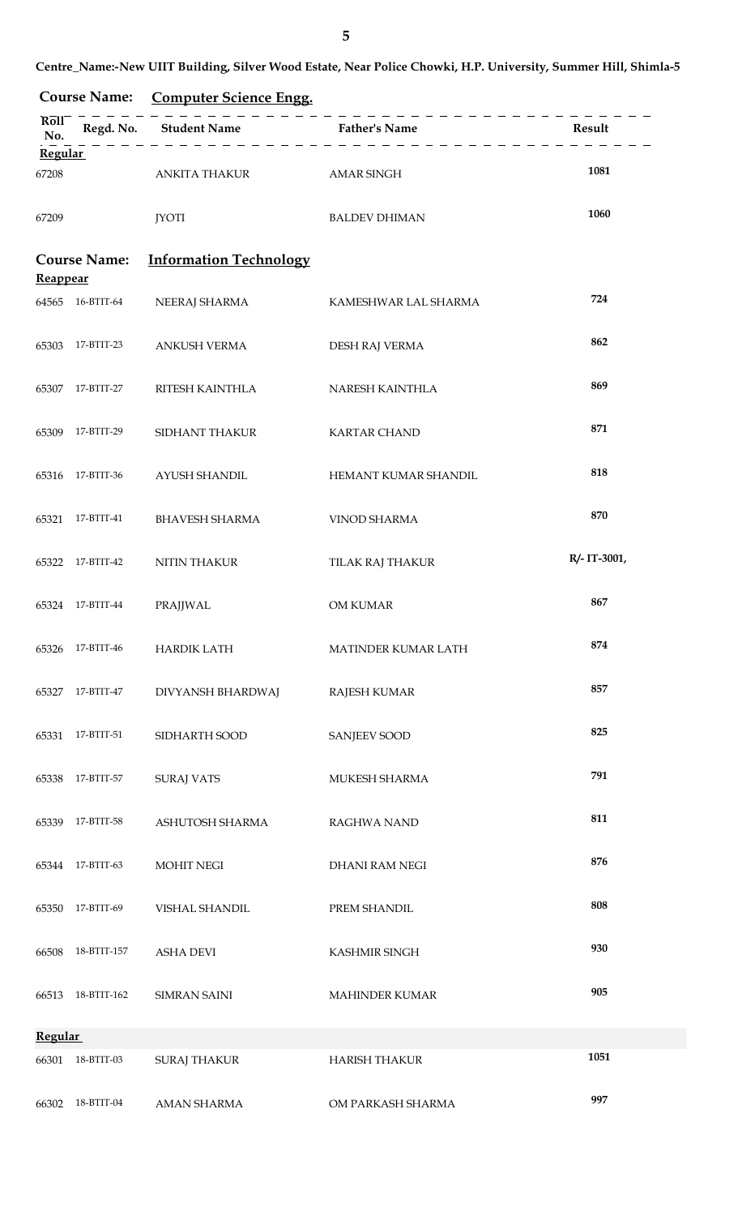**Centre_Name:-New UIIT Building, Silver Wood Estate, Near Police Chowki, H.P. University, Summer Hill, Shimla-5**

**Course Name:** **Computer Science Engg.**

| Roll No. | Regd. No. | Student Name | Father's Name | Result |
|---|---|---|---|---|
| **Regular** | | | | |
| 67208 | | ANKITA THAKUR | AMAR SINGH | 1081 |
| 67209 | | JYOTI | BALDEV DHIMAN | 1060 |

**Course Name:** **Information Technology**

| Roll No. | Regd. No. | Student Name | Father's Name | Result |
|---|---|---|---|---|
| **Reappear** | | | | |
| 64565 | 16-BTIT-64 | NEERAJ SHARMA | KAMESHWAR LAL SHARMA | 724 |
| 65303 | 17-BTIT-23 | ANKUSH VERMA | DESH RAJ VERMA | 862 |
| 65307 | 17-BTIT-27 | RITESH KAINTHLA | NARESH KAINTHLA | 869 |
| 65309 | 17-BTIT-29 | SIDHANT THAKUR | KARTAR CHAND | 871 |
| 65316 | 17-BTIT-36 | AYUSH SHANDIL | HEMANT KUMAR SHANDIL | 818 |
| 65321 | 17-BTIT-41 | BHAVESH SHARMA | VINOD SHARMA | 870 |
| 65322 | 17-BTIT-42 | NITIN THAKUR | TILAK RAJ THAKUR | R/- IT-3001, |
| 65324 | 17-BTIT-44 | PRAJJWAL | OM KUMAR | 867 |
| 65326 | 17-BTIT-46 | HARDIK LATH | MATINDER KUMAR LATH | 874 |
| 65327 | 17-BTIT-47 | DIVYANSH BHARDWAJ | RAJESH KUMAR | 857 |
| 65331 | 17-BTIT-51 | SIDHARTH SOOD | SANJEEV SOOD | 825 |
| 65338 | 17-BTIT-57 | SURAJ VATS | MUKESH SHARMA | 791 |
| 65339 | 17-BTIT-58 | ASHUTOSH SHARMA | RAGHWA NAND | 811 |
| 65344 | 17-BTIT-63 | MOHIT NEGI | DHANI RAM NEGI | 876 |
| 65350 | 17-BTIT-69 | VISHAL SHANDIL | PREM SHANDIL | 808 |
| 66508 | 18-BTIT-157 | ASHA DEVI | KASHMIR SINGH | 930 |
| 66513 | 18-BTIT-162 | SIMRAN SAINI | MAHINDER KUMAR | 905 |
| **Regular** | | | | |
| 66301 | 18-BTIT-03 | SURAJ THAKUR | HARISH THAKUR | 1051 |
| 66302 | 18-BTIT-04 | AMAN SHARMA | OM PARKASH SHARMA | 997 |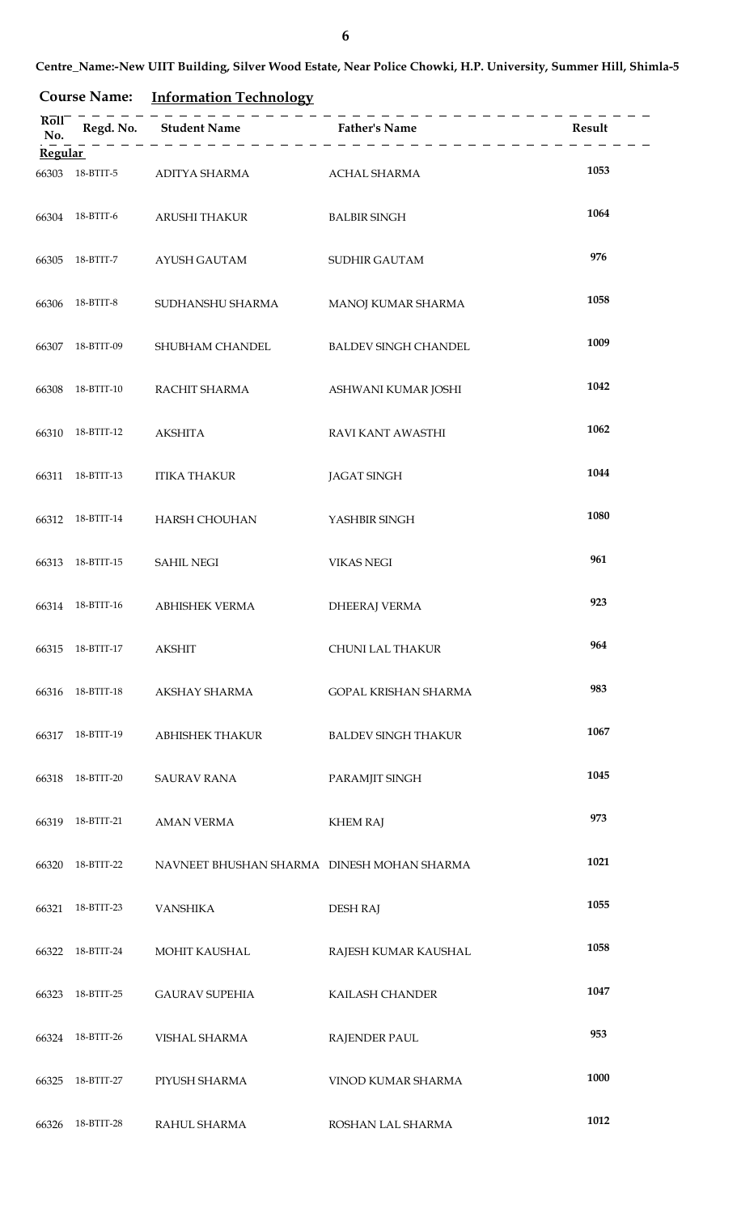**Centre_Name:-New UIIT Building, Silver Wood Estate, Near Police Chowki, H.P. University, Summer Hill, Shimla-5**

**Course Name:** **Information Technology**

| Roll No. | Regd. No. | Student Name | Father's Name | Result |
|---|---|---|---|---|
| **Regular** | | | | |
| 66303 | 18-BTIT-5 | ADITYA SHARMA | ACHAL SHARMA | 1053 |
| 66304 | 18-BTIT-6 | ARUSHI THAKUR | BALBIR SINGH | 1064 |
| 66305 | 18-BTIT-7 | AYUSH GAUTAM | SUDHIR GAUTAM | 976 |
| 66306 | 18-BTIT-8 | SUDHANSHU SHARMA | MANOJ KUMAR SHARMA | 1058 |
| 66307 | 18-BTIT-09 | SHUBHAM CHANDEL | BALDEV SINGH CHANDEL | 1009 |
| 66308 | 18-BTIT-10 | RACHIT SHARMA | ASHWANI KUMAR JOSHI | 1042 |
| 66310 | 18-BTIT-12 | AKSHITA | RAVI KANT AWASTHI | 1062 |
| 66311 | 18-BTIT-13 | ITIKA THAKUR | JAGAT SINGH | 1044 |
| 66312 | 18-BTIT-14 | HARSH CHOUHAN | YASHBIR SINGH | 1080 |
| 66313 | 18-BTIT-15 | SAHIL NEGI | VIKAS NEGI | 961 |
| 66314 | 18-BTIT-16 | ABHISHEK VERMA | DHEERAJ VERMA | 923 |
| 66315 | 18-BTIT-17 | AKSHIT | CHUNI LAL THAKUR | 964 |
| 66316 | 18-BTIT-18 | AKSHAY SHARMA | GOPAL KRISHAN SHARMA | 983 |
| 66317 | 18-BTIT-19 | ABHISHEK THAKUR | BALDEV SINGH THAKUR | 1067 |
| 66318 | 18-BTIT-20 | SAURAV RANA | PARAMJIT SINGH | 1045 |
| 66319 | 18-BTIT-21 | AMAN VERMA | KHEM RAJ | 973 |
| 66320 | 18-BTIT-22 | NAVNEET BHUSHAN SHARMA | DINESH MOHAN SHARMA | 1021 |
| 66321 | 18-BTIT-23 | VANSHIKA | DESH RAJ | 1055 |
| 66322 | 18-BTIT-24 | MOHIT KAUSHAL | RAJESH KUMAR KAUSHAL | 1058 |
| 66323 | 18-BTIT-25 | GAURAV SUPEHIA | KAILASH CHANDER | 1047 |
| 66324 | 18-BTIT-26 | VISHAL SHARMA | RAJENDER PAUL | 953 |
| 66325 | 18-BTIT-27 | PIYUSH SHARMA | VINOD KUMAR SHARMA | 1000 |
| 66326 | 18-BTIT-28 | RAHUL SHARMA | ROSHAN LAL SHARMA | 1012 |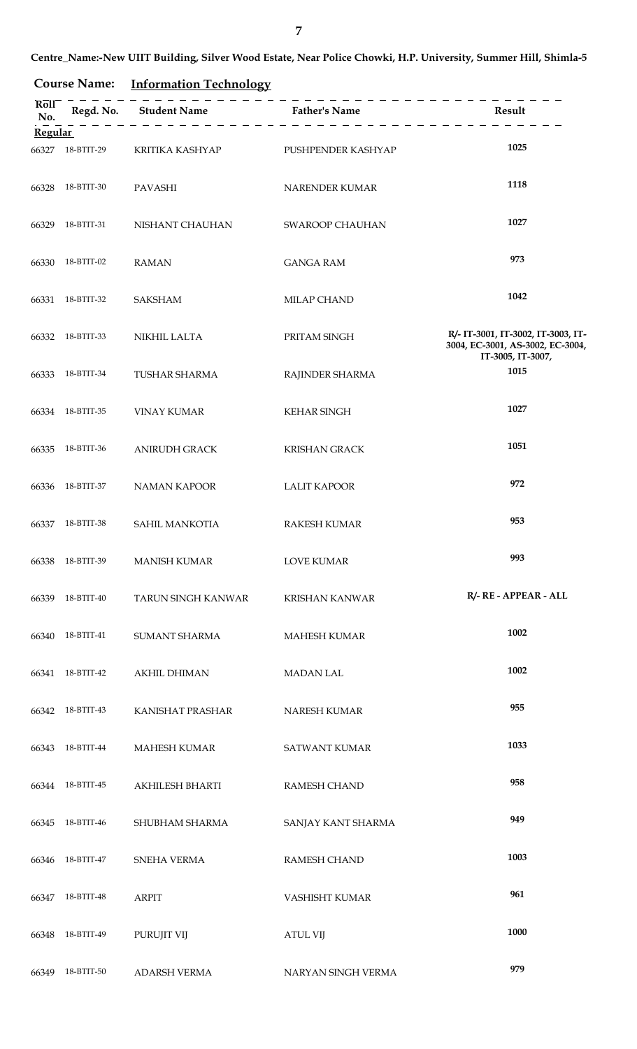**Centre_Name:-New UIIT Building, Silver Wood Estate, Near Police Chowki, H.P. University, Summer Hill, Shimla-5**

**Course Name: Information Technology**

| Roll No. | Regd. No. | Student Name | Father's Name | Result |
|---|---|---|---|---|
| **Regular** | | | | |
| 66327 | 18-BTIT-29 | KRITIKA KASHYAP | PUSHPENDER KASHYAP | 1025 |
| 66328 | 18-BTIT-30 | PAVASHI | NARENDER KUMAR | 1118 |
| 66329 | 18-BTIT-31 | NISHANT CHAUHAN | SWAROOP CHAUHAN | 1027 |
| 66330 | 18-BTIT-02 | RAMAN | GANGA RAM | 973 |
| 66331 | 18-BTIT-32 | SAKSHAM | MILAP CHAND | 1042 |
| 66332 | 18-BTIT-33 | NIKHIL LALTA | PRITAM SINGH | R/- IT-3001, IT-3002, IT-3003, IT-3004, EC-3001, AS-3002, EC-3004, IT-3005, IT-3007, |
| 66333 | 18-BTIT-34 | TUSHAR SHARMA | RAJINDER SHARMA | 1015 |
| 66334 | 18-BTIT-35 | VINAY KUMAR | KEHAR SINGH | 1027 |
| 66335 | 18-BTIT-36 | ANIRUDH GRACK | KRISHAN GRACK | 1051 |
| 66336 | 18-BTIT-37 | NAMAN KAPOOR | LALIT KAPOOR | 972 |
| 66337 | 18-BTIT-38 | SAHIL MANKOTIA | RAKESH KUMAR | 953 |
| 66338 | 18-BTIT-39 | MANISH KUMAR | LOVE KUMAR | 993 |
| 66339 | 18-BTIT-40 | TARUN SINGH KANWAR | KRISHAN KANWAR | R/- RE - APPEAR - ALL |
| 66340 | 18-BTIT-41 | SUMANT SHARMA | MAHESH KUMAR | 1002 |
| 66341 | 18-BTIT-42 | AKHIL DHIMAN | MADAN LAL | 1002 |
| 66342 | 18-BTIT-43 | KANISHAT PRASHAR | NARESH KUMAR | 955 |
| 66343 | 18-BTIT-44 | MAHESH KUMAR | SATWANT KUMAR | 1033 |
| 66344 | 18-BTIT-45 | AKHILESH BHARTI | RAMESH CHAND | 958 |
| 66345 | 18-BTIT-46 | SHUBHAM SHARMA | SANJAY KANT SHARMA | 949 |
| 66346 | 18-BTIT-47 | SNEHA VERMA | RAMESH CHAND | 1003 |
| 66347 | 18-BTIT-48 | ARPIT | VASHISHT KUMAR | 961 |
| 66348 | 18-BTIT-49 | PURUJIT VIJ | ATUL VIJ | 1000 |
| 66349 | 18-BTIT-50 | ADARSH VERMA | NARYAN SINGH VERMA | 979 |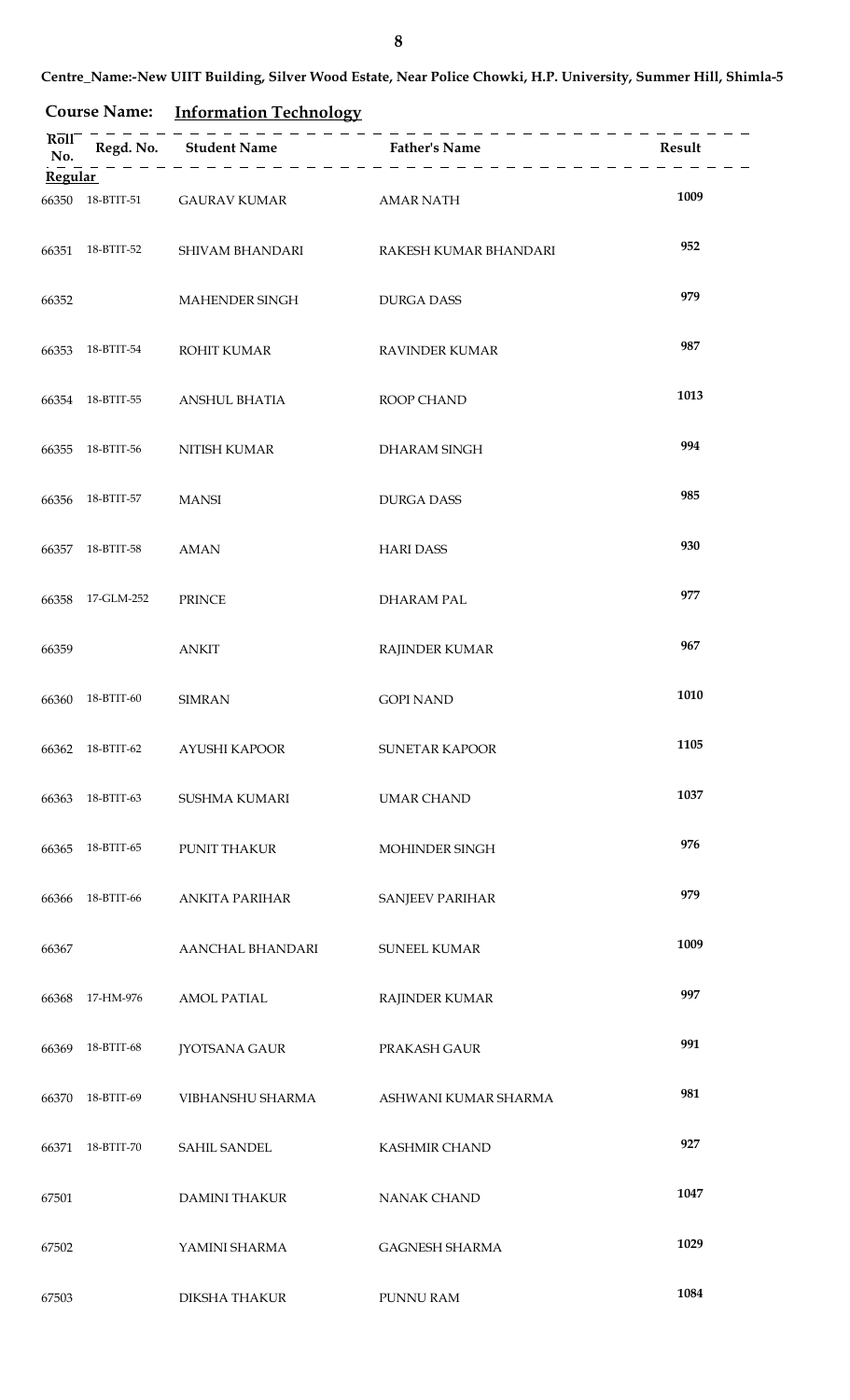Centre_Name:-New UIIT Building, Silver Wood Estate, Near Police Chowki, H.P. University, Summer Hill, Shimla-5

**Course Name:** **Information Technology**

| Roll No. | Regd. No. | Student Name | Father's Name | Result |
|---|---|---|---|---|
| **Regular** | | | | |
| 66350 | 18-BTIT-51 | GAURAV KUMAR | AMAR NATH | 1009 |
| 66351 | 18-BTIT-52 | SHIVAM BHANDARI | RAKESH KUMAR BHANDARI | 952 |
| 66352 | | MAHENDER SINGH | DURGA DASS | 979 |
| 66353 | 18-BTIT-54 | ROHIT KUMAR | RAVINDER KUMAR | 987 |
| 66354 | 18-BTIT-55 | ANSHUL BHATIA | ROOP CHAND | 1013 |
| 66355 | 18-BTIT-56 | NITISH KUMAR | DHARAM SINGH | 994 |
| 66356 | 18-BTIT-57 | MANSI | DURGA DASS | 985 |
| 66357 | 18-BTIT-58 | AMAN | HARI DASS | 930 |
| 66358 | 17-GLM-252 | PRINCE | DHARAM PAL | 977 |
| 66359 | | ANKIT | RAJINDER KUMAR | 967 |
| 66360 | 18-BTIT-60 | SIMRAN | GOPI NAND | 1010 |
| 66362 | 18-BTIT-62 | AYUSHI KAPOOR | SUNETAR KAPOOR | 1105 |
| 66363 | 18-BTIT-63 | SUSHMA KUMARI | UMAR CHAND | 1037 |
| 66365 | 18-BTIT-65 | PUNIT THAKUR | MOHINDER SINGH | 976 |
| 66366 | 18-BTIT-66 | ANKITA PARIHAR | SANJEEV PARIHAR | 979 |
| 66367 | | AANCHAL BHANDARI | SUNEEL KUMAR | 1009 |
| 66368 | 17-HM-976 | AMOL PATIAL | RAJINDER KUMAR | 997 |
| 66369 | 18-BTIT-68 | JYOTSANA GAUR | PRAKASH GAUR | 991 |
| 66370 | 18-BTIT-69 | VIBHANSHU SHARMA | ASHWANI KUMAR SHARMA | 981 |
| 66371 | 18-BTIT-70 | SAHIL SANDEL | KASHMIR CHAND | 927 |
| 67501 | | DAMINI THAKUR | NANAK CHAND | 1047 |
| 67502 | | YAMINI SHARMA | GAGNESH SHARMA | 1029 |
| 67503 | | DIKSHA THAKUR | PUNNU RAM | 1084 |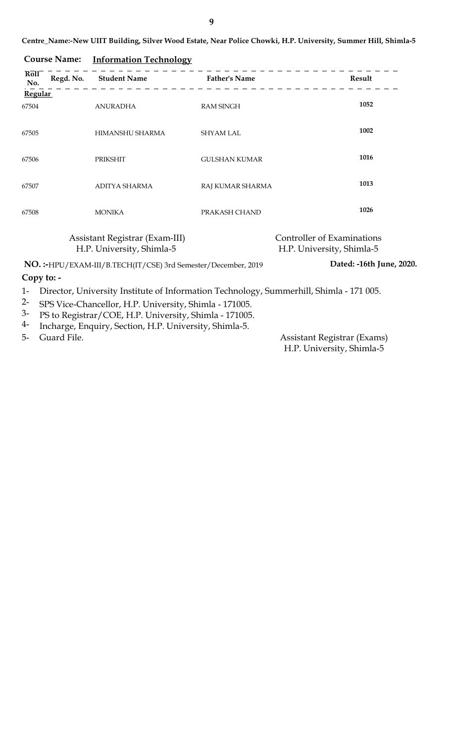**Centre_Name:-New UIIT Building, Silver Wood Estate, Near Police Chowki, H.P. University, Summer Hill, Shimla-5**

**Course Name:** **Information Technology**

| Roll No. | Regd. No. | Student Name | Father's Name | Result |
|---|---|---|---|---|
| **Regular** | | | | |
| 67504 | | ANURADHA | RAM SINGH | 1052 |
| 67505 | | HIMANSHU SHARMA | SHYAM LAL | 1002 |
| 67506 | | PRIKSHIT | GULSHAN KUMAR | 1016 |
| 67507 | | ADITYA SHARMA | RAJ KUMAR SHARMA | 1013 |
| 67508 | | MONIKA | PRAKASH CHAND | 1026 |

Assistant Registrar (Exam-III)
H.P. University, Shimla-5

Controller of Examinations
H.P. University, Shimla-5

**NO. :-**HPU/EXAM-III/B.TECH(IT/CSE) 3rd Semester/December, 2019

**Dated: -16th June, 2020.**

**Copy to: -**

1- Director, University Institute of Information Technology, Summerhill, Shimla - 171 005.
2- SPS Vice-Chancellor, H.P. University, Shimla - 171005.
3- PS to Registrar/COE, H.P. University, Shimla - 171005.
4- Incharge, Enquiry, Section, H.P. University, Shimla-5.
5- Guard File.

Assistant Registrar (Exams)
H.P. University, Shimla-5